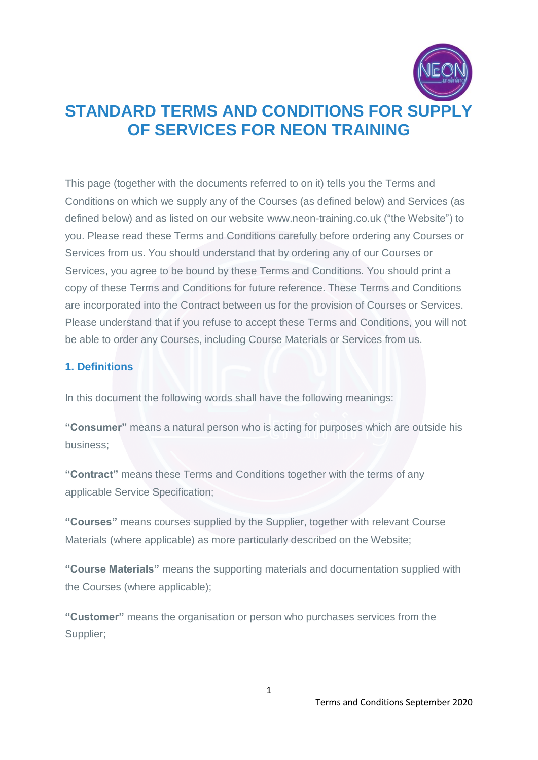# STANDARD TERMS AND CONDITIONS FOR SUPPLY OF SERVICES FOR NEON TRAINING

This page (together with the documents referred to on it) tells you the Terms and Conditions on which we supply any of the Courses (as defined below) and Services (as defined below) and as listed on our website www.neon-training.co.uk ("the Website") to you. Please read these Terms and Conditions carefully before ordering any Courses or Services from us. You should understand that by ordering any of our Courses or Services, you agree to be bound by these Terms and Conditions. You should print a copy of these Terms and Conditions for future reference. These Terms and Conditions are incorporated into the Contract between us for the provision of Courses or Services. Please understand that if you refuse to accept these Terms and Conditions, you will not be able to order any Courses, including Course Materials or Services from us.

## 1. Definitions

In this document the following words shall have the following meanings:

**"Consumer"** means a natural person who is acting for purposes which are outside his business;

**"Contract"** means these Terms and Conditions together with the terms of any applicable Service Specification;

**"Courses"** means courses supplied by the Supplier, together with relevant Course Materials (where applicable) as more particularly described on the Website;

**"Course Materials"** means the supporting materials and documentation supplied with the Courses (where applicable);

**"Customer"** means the organisation or person who purchases services from the Supplier;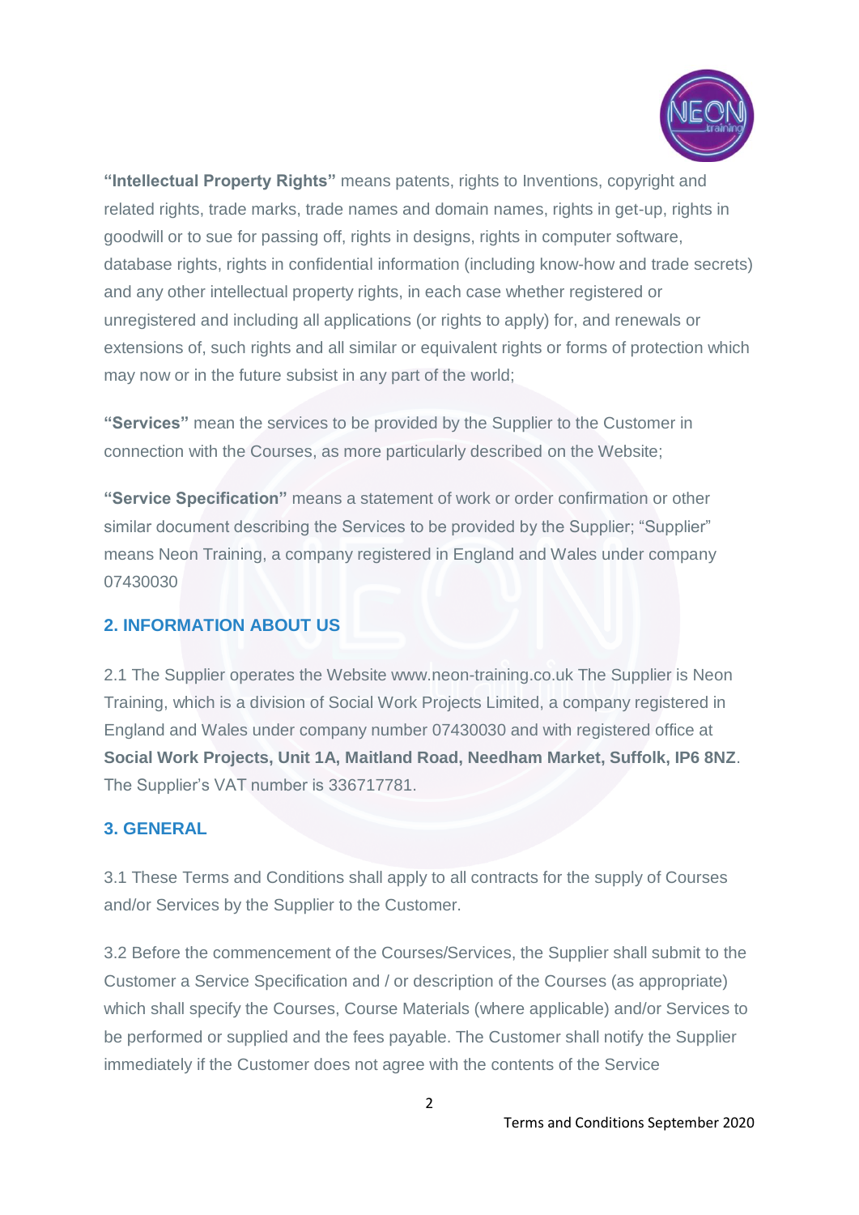**"Intellectual Property Rights"** means patents, rights to Inventions, copyright and related rights, trade marks, trade names and domain names, rights in get-up, rights in goodwill or to sue for passing off, rights in designs, rights in computer software, database rights, rights in confidential information (including know-how and trade secrets) and any other intellectual property rights, in each case whether registered or unregistered and including all applications (or rights to apply) for, and renewals or extensions of, such rights and all similar or equivalent rights or forms of protection which may now or in the future subsist in any part of the world;

**"Services"** mean the services to be provided by the Supplier to the Customer in connection with the Courses, as more particularly described on the Website;

**"Service Specification"** means a statement of work or order confirmation or other similar document describing the Services to be provided by the Supplier; "Supplier" means Neon Training, a company registered in England and Wales under company 07430030

## 2. INFORMATION ABOUT US

2.1 The Supplier operates the Website www.neon-training.co.uk The Supplier is Neon Training, which is a division of Social Work Projects Limited, a company registered in England and Wales under company number 07430030 and with registered office at **Social Work Projects, Unit 1A, Maitland Road, Needham Market, Suffolk, IP6 8NZ**. The Supplier's VAT number is 336717781.

## 3. GENERAL

3.1 These Terms and Conditions shall apply to all contracts for the supply of Courses and/or Services by the Supplier to the Customer.

3.2 Before the commencement of the Courses/Services, the Supplier shall submit to the Customer a Service Specification and / or description of the Courses (as appropriate) which shall specify the Courses, Course Materials (where applicable) and/or Services to be performed or supplied and the fees payable. The Customer shall notify the Supplier immediately if the Customer does not agree with the contents of the Service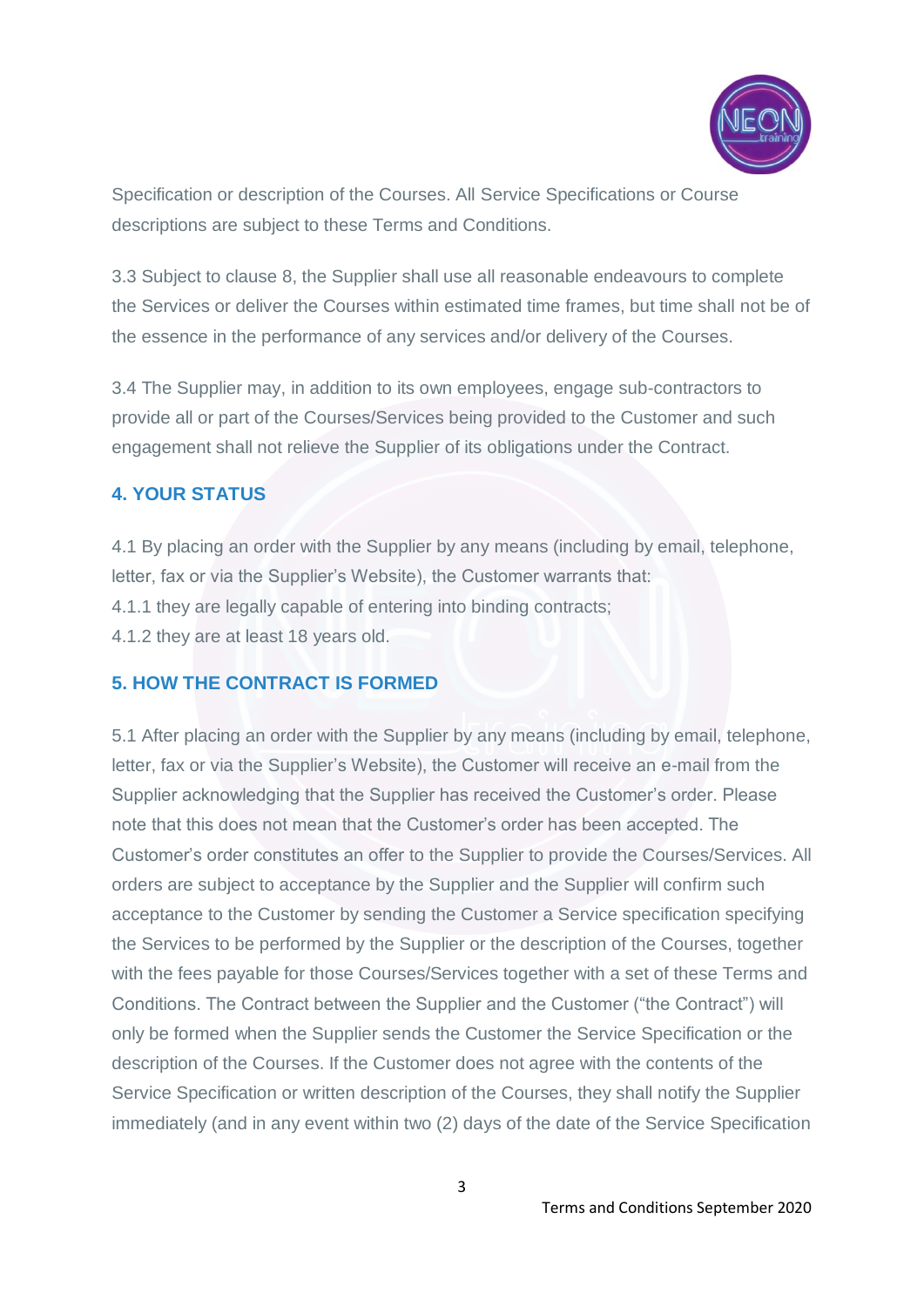Specification or description of the Courses. All Service Specifications or Course descriptions are subject to these Terms and Conditions.

3.3 Subject to clause 8, the Supplier shall use all reasonable endeavours to complete the Services or deliver the Courses within estimated time frames, but time shall not be of the essence in the performance of any services and/or delivery of the Courses.

3.4 The Supplier may, in addition to its own employees, engage sub-contractors to provide all or part of the Courses/Services being provided to the Customer and such engagement shall not relieve the Supplier of its obligations under the Contract.

## 4. YOUR STATUS

4.1 By placing an order with the Supplier by any means (including by email, telephone, letter, fax or via the Supplier's Website), the Customer warrants that:
4.1.1 they are legally capable of entering into binding contracts;
4.1.2 they are at least 18 years old.

## 5. HOW THE CONTRACT IS FORMED

5.1 After placing an order with the Supplier by any means (including by email, telephone, letter, fax or via the Supplier's Website), the Customer will receive an e-mail from the Supplier acknowledging that the Supplier has received the Customer's order. Please note that this does not mean that the Customer's order has been accepted. The Customer's order constitutes an offer to the Supplier to provide the Courses/Services. All orders are subject to acceptance by the Supplier and the Supplier will confirm such acceptance to the Customer by sending the Customer a Service specification specifying the Services to be performed by the Supplier or the description of the Courses, together with the fees payable for those Courses/Services together with a set of these Terms and Conditions. The Contract between the Supplier and the Customer ("the Contract") will only be formed when the Supplier sends the Customer the Service Specification or the description of the Courses. If the Customer does not agree with the contents of the Service Specification or written description of the Courses, they shall notify the Supplier immediately (and in any event within two (2) days of the date of the Service Specification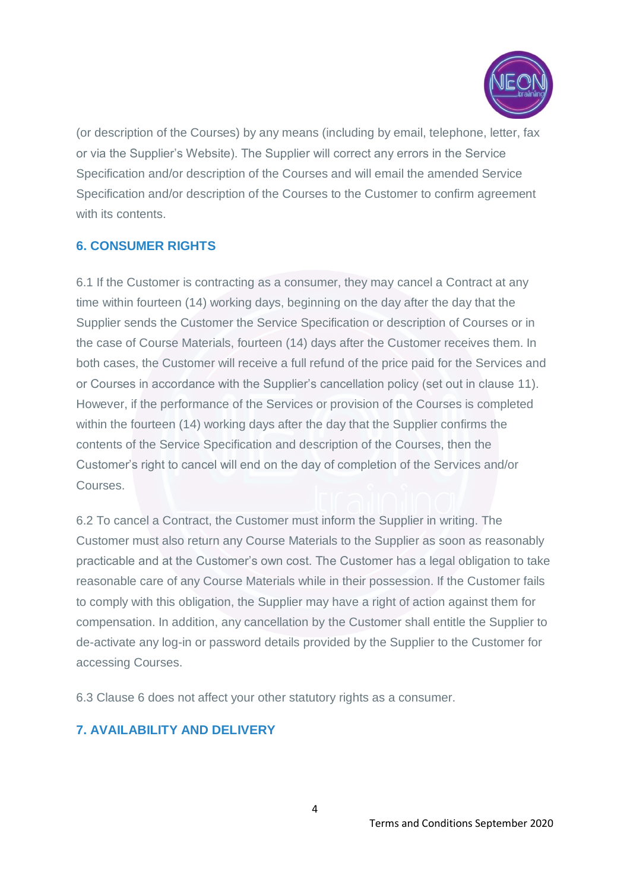(or description of the Courses) by any means (including by email, telephone, letter, fax or via the Supplier's Website). The Supplier will correct any errors in the Service Specification and/or description of the Courses and will email the amended Service Specification and/or description of the Courses to the Customer to confirm agreement with its contents.

## 6. CONSUMER RIGHTS

6.1 If the Customer is contracting as a consumer, they may cancel a Contract at any time within fourteen (14) working days, beginning on the day after the day that the Supplier sends the Customer the Service Specification or description of Courses or in the case of Course Materials, fourteen (14) days after the Customer receives them. In both cases, the Customer will receive a full refund of the price paid for the Services and or Courses in accordance with the Supplier's cancellation policy (set out in clause 11). However, if the performance of the Services or provision of the Courses is completed within the fourteen (14) working days after the day that the Supplier confirms the contents of the Service Specification and description of the Courses, then the Customer's right to cancel will end on the day of completion of the Services and/or Courses.

6.2 To cancel a Contract, the Customer must inform the Supplier in writing. The Customer must also return any Course Materials to the Supplier as soon as reasonably practicable and at the Customer's own cost. The Customer has a legal obligation to take reasonable care of any Course Materials while in their possession. If the Customer fails to comply with this obligation, the Supplier may have a right of action against them for compensation. In addition, any cancellation by the Customer shall entitle the Supplier to de-activate any log-in or password details provided by the Supplier to the Customer for accessing Courses.

6.3 Clause 6 does not affect your other statutory rights as a consumer.

## 7. AVAILABILITY AND DELIVERY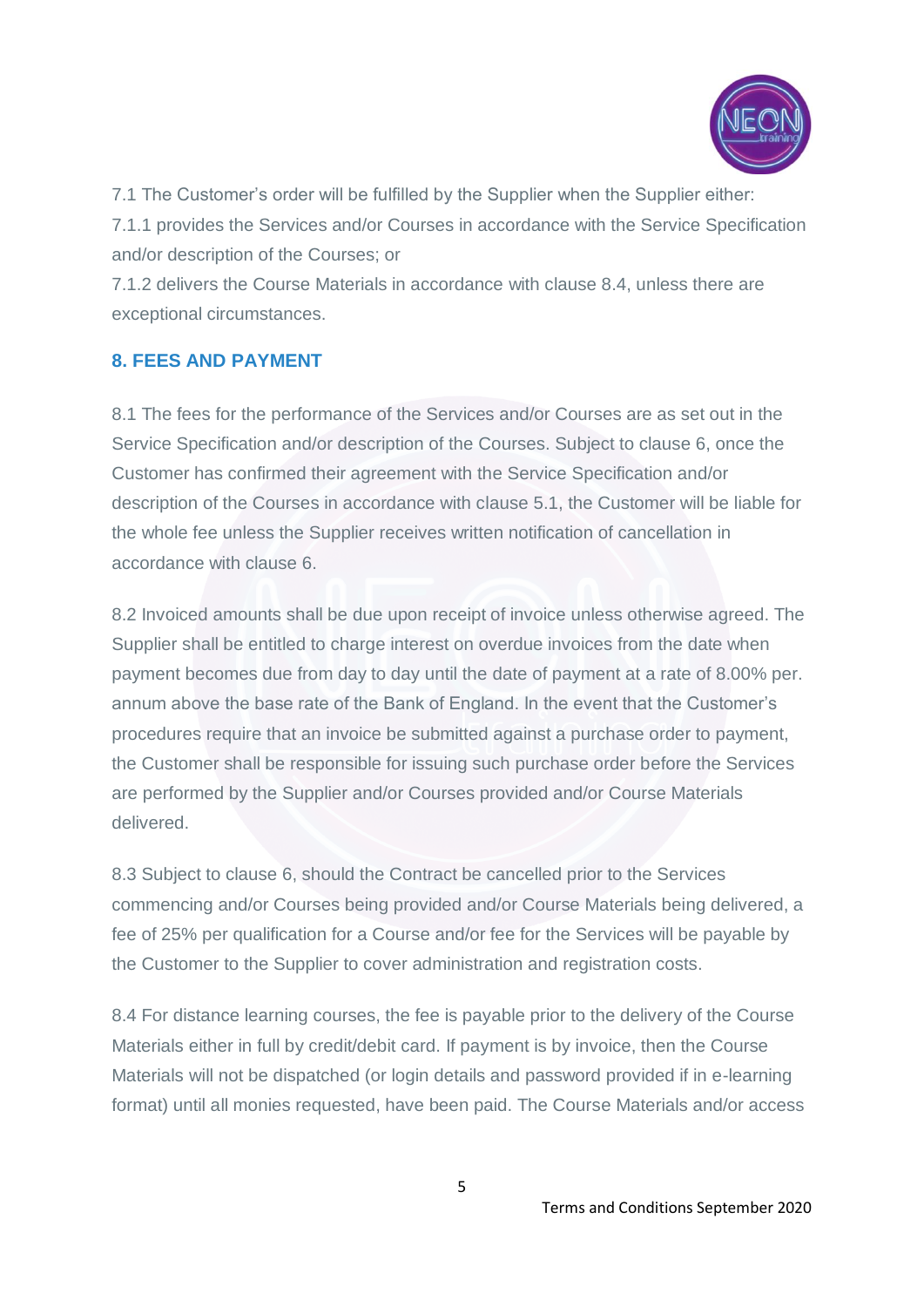7.1 The Customer's order will be fulfilled by the Supplier when the Supplier either:

7.1.1 provides the Services and/or Courses in accordance with the Service Specification and/or description of the Courses; or

7.1.2 delivers the Course Materials in accordance with clause 8.4, unless there are exceptional circumstances.

## 8. FEES AND PAYMENT

8.1 The fees for the performance of the Services and/or Courses are as set out in the Service Specification and/or description of the Courses. Subject to clause 6, once the Customer has confirmed their agreement with the Service Specification and/or description of the Courses in accordance with clause 5.1, the Customer will be liable for the whole fee unless the Supplier receives written notification of cancellation in accordance with clause 6.

8.2 Invoiced amounts shall be due upon receipt of invoice unless otherwise agreed. The Supplier shall be entitled to charge interest on overdue invoices from the date when payment becomes due from day to day until the date of payment at a rate of 8.00% per. annum above the base rate of the Bank of England. In the event that the Customer's procedures require that an invoice be submitted against a purchase order to payment, the Customer shall be responsible for issuing such purchase order before the Services are performed by the Supplier and/or Courses provided and/or Course Materials delivered.

8.3 Subject to clause 6, should the Contract be cancelled prior to the Services commencing and/or Courses being provided and/or Course Materials being delivered, a fee of 25% per qualification for a Course and/or fee for the Services will be payable by the Customer to the Supplier to cover administration and registration costs.

8.4 For distance learning courses, the fee is payable prior to the delivery of the Course Materials either in full by credit/debit card. If payment is by invoice, then the Course Materials will not be dispatched (or login details and password provided if in e-learning format) until all monies requested, have been paid. The Course Materials and/or access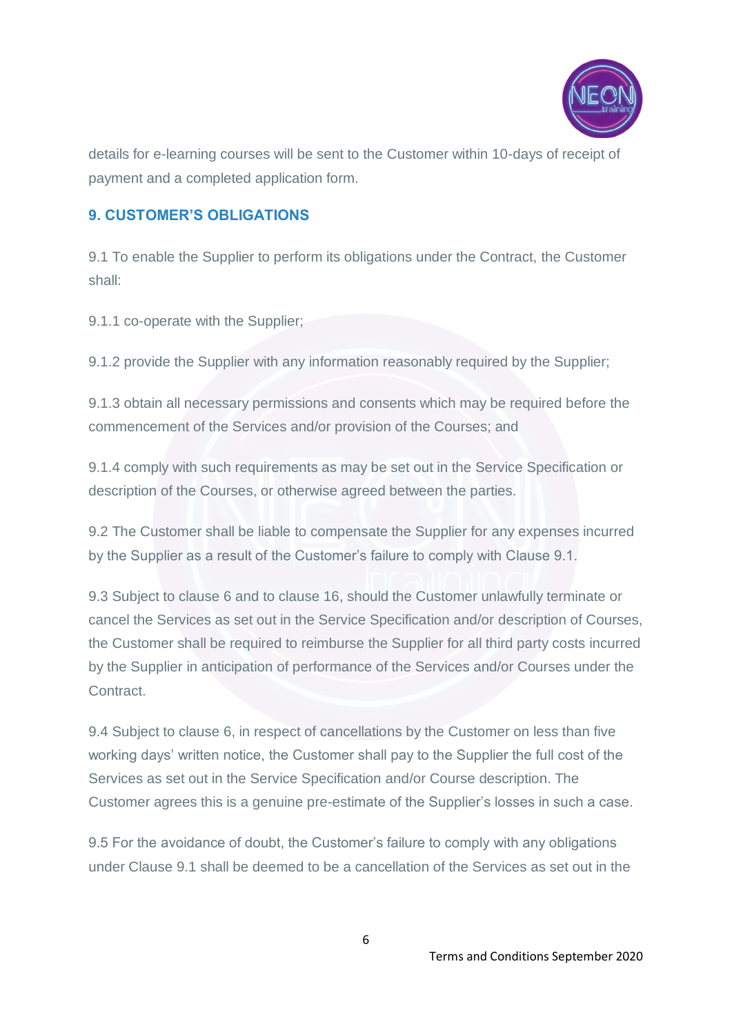details for e-learning courses will be sent to the Customer within 10-days of receipt of payment and a completed application form.

## 9. CUSTOMER'S OBLIGATIONS

9.1 To enable the Supplier to perform its obligations under the Contract, the Customer shall:

9.1.1 co-operate with the Supplier;

9.1.2 provide the Supplier with any information reasonably required by the Supplier;

9.1.3 obtain all necessary permissions and consents which may be required before the commencement of the Services and/or provision of the Courses; and

9.1.4 comply with such requirements as may be set out in the Service Specification or description of the Courses, or otherwise agreed between the parties.

9.2 The Customer shall be liable to compensate the Supplier for any expenses incurred by the Supplier as a result of the Customer's failure to comply with Clause 9.1.

9.3 Subject to clause 6 and to clause 16, should the Customer unlawfully terminate or cancel the Services as set out in the Service Specification and/or description of Courses, the Customer shall be required to reimburse the Supplier for all third party costs incurred by the Supplier in anticipation of performance of the Services and/or Courses under the Contract.

9.4 Subject to clause 6, in respect of cancellations by the Customer on less than five working days' written notice, the Customer shall pay to the Supplier the full cost of the Services as set out in the Service Specification and/or Course description. The Customer agrees this is a genuine pre-estimate of the Supplier's losses in such a case.

9.5 For the avoidance of doubt, the Customer's failure to comply with any obligations under Clause 9.1 shall be deemed to be a cancellation of the Services as set out in the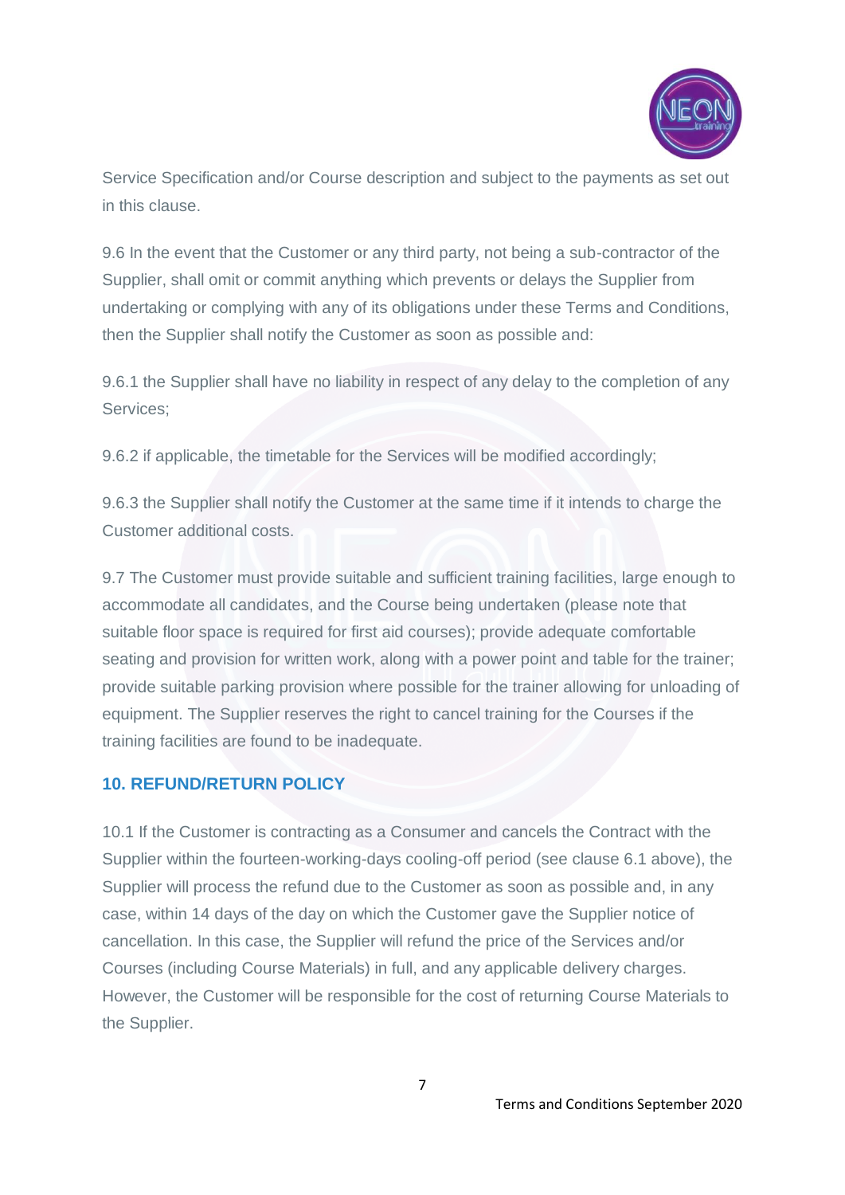Service Specification and/or Course description and subject to the payments as set out in this clause.

9.6 In the event that the Customer or any third party, not being a sub-contractor of the Supplier, shall omit or commit anything which prevents or delays the Supplier from undertaking or complying with any of its obligations under these Terms and Conditions, then the Supplier shall notify the Customer as soon as possible and:

9.6.1 the Supplier shall have no liability in respect of any delay to the completion of any Services;

9.6.2 if applicable, the timetable for the Services will be modified accordingly;

9.6.3 the Supplier shall notify the Customer at the same time if it intends to charge the Customer additional costs.

9.7 The Customer must provide suitable and sufficient training facilities, large enough to accommodate all candidates, and the Course being undertaken (please note that suitable floor space is required for first aid courses); provide adequate comfortable seating and provision for written work, along with a power point and table for the trainer; provide suitable parking provision where possible for the trainer allowing for unloading of equipment. The Supplier reserves the right to cancel training for the Courses if the training facilities are found to be inadequate.

## 10. REFUND/RETURN POLICY

10.1 If the Customer is contracting as a Consumer and cancels the Contract with the Supplier within the fourteen-working-days cooling-off period (see clause 6.1 above), the Supplier will process the refund due to the Customer as soon as possible and, in any case, within 14 days of the day on which the Customer gave the Supplier notice of cancellation. In this case, the Supplier will refund the price of the Services and/or Courses (including Course Materials) in full, and any applicable delivery charges. However, the Customer will be responsible for the cost of returning Course Materials to the Supplier.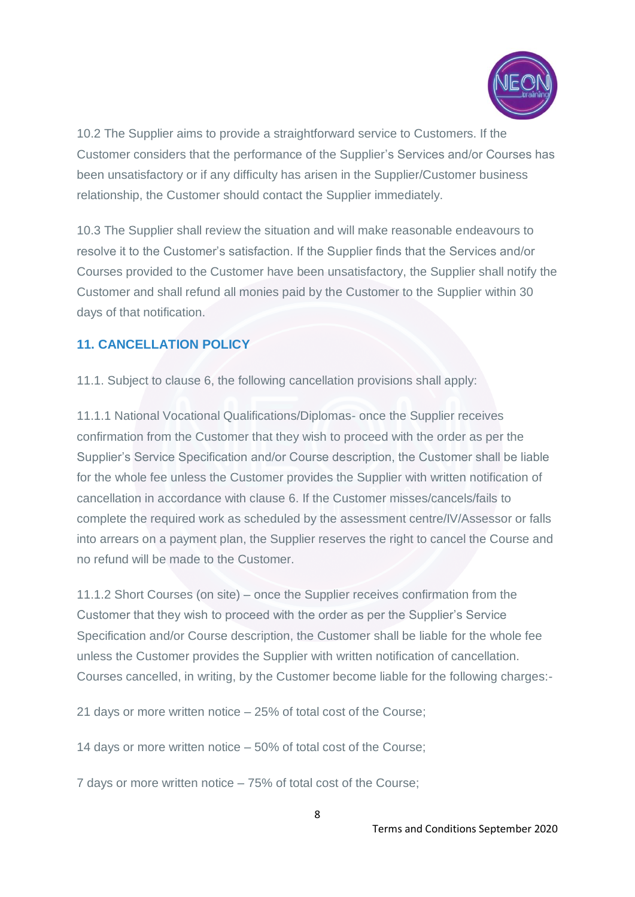10.2 The Supplier aims to provide a straightforward service to Customers. If the Customer considers that the performance of the Supplier's Services and/or Courses has been unsatisfactory or if any difficulty has arisen in the Supplier/Customer business relationship, the Customer should contact the Supplier immediately.

10.3 The Supplier shall review the situation and will make reasonable endeavours to resolve it to the Customer's satisfaction. If the Supplier finds that the Services and/or Courses provided to the Customer have been unsatisfactory, the Supplier shall notify the Customer and shall refund all monies paid by the Customer to the Supplier within 30 days of that notification.

## 11. CANCELLATION POLICY

11.1. Subject to clause 6, the following cancellation provisions shall apply:

11.1.1 National Vocational Qualifications/Diplomas- once the Supplier receives confirmation from the Customer that they wish to proceed with the order as per the Supplier's Service Specification and/or Course description, the Customer shall be liable for the whole fee unless the Customer provides the Supplier with written notification of cancellation in accordance with clause 6. If the Customer misses/cancels/fails to complete the required work as scheduled by the assessment centre/IV/Assessor or falls into arrears on a payment plan, the Supplier reserves the right to cancel the Course and no refund will be made to the Customer.

11.1.2 Short Courses (on site) – once the Supplier receives confirmation from the Customer that they wish to proceed with the order as per the Supplier's Service Specification and/or Course description, the Customer shall be liable for the whole fee unless the Customer provides the Supplier with written notification of cancellation. Courses cancelled, in writing, by the Customer become liable for the following charges:-

21 days or more written notice – 25% of total cost of the Course;

14 days or more written notice – 50% of total cost of the Course;

7 days or more written notice – 75% of total cost of the Course;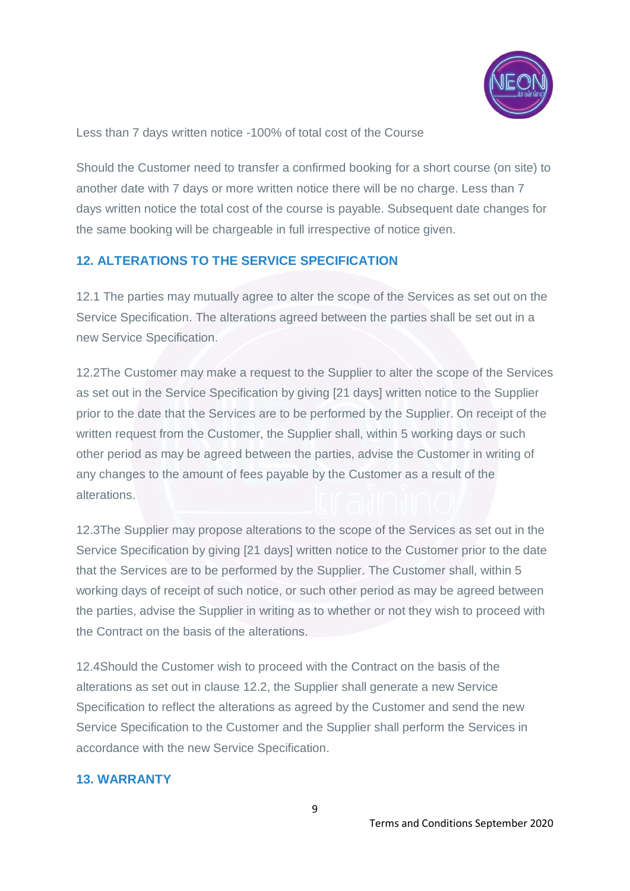Less than 7 days written notice -100% of total cost of the Course

Should the Customer need to transfer a confirmed booking for a short course (on site) to another date with 7 days or more written notice there will be no charge. Less than 7 days written notice the total cost of the course is payable. Subsequent date changes for the same booking will be chargeable in full irrespective of notice given.

## 12. ALTERATIONS TO THE SERVICE SPECIFICATION

12.1 The parties may mutually agree to alter the scope of the Services as set out on the Service Specification. The alterations agreed between the parties shall be set out in a new Service Specification.

12.2The Customer may make a request to the Supplier to alter the scope of the Services as set out in the Service Specification by giving [21 days] written notice to the Supplier prior to the date that the Services are to be performed by the Supplier. On receipt of the written request from the Customer, the Supplier shall, within 5 working days or such other period as may be agreed between the parties, advise the Customer in writing of any changes to the amount of fees payable by the Customer as a result of the alterations.

12.3The Supplier may propose alterations to the scope of the Services as set out in the Service Specification by giving [21 days] written notice to the Customer prior to the date that the Services are to be performed by the Supplier. The Customer shall, within 5 working days of receipt of such notice, or such other period as may be agreed between the parties, advise the Supplier in writing as to whether or not they wish to proceed with the Contract on the basis of the alterations.

12.4Should the Customer wish to proceed with the Contract on the basis of the alterations as set out in clause 12.2, the Supplier shall generate a new Service Specification to reflect the alterations as agreed by the Customer and send the new Service Specification to the Customer and the Supplier shall perform the Services in accordance with the new Service Specification.

## 13. WARRANTY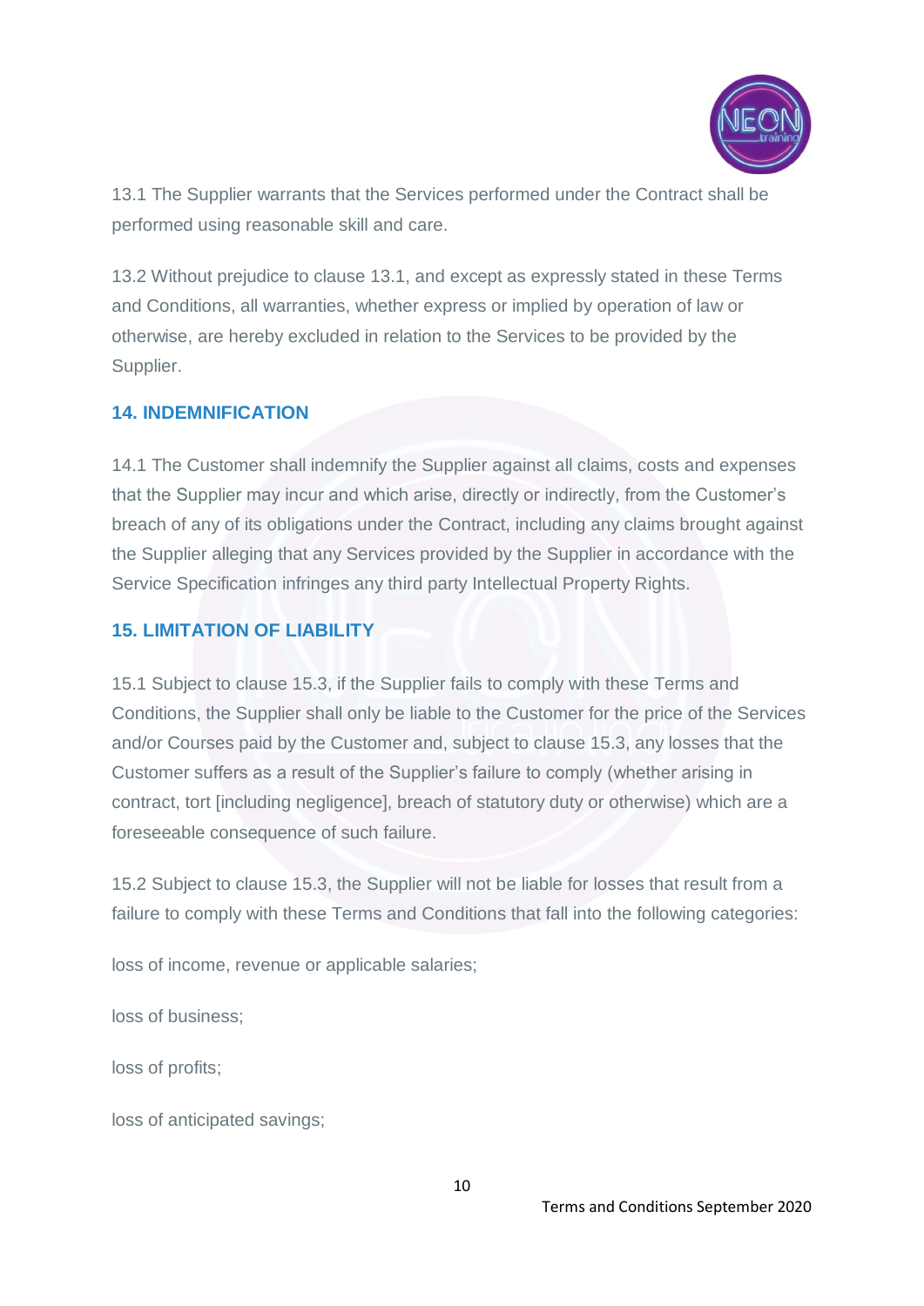13.1 The Supplier warrants that the Services performed under the Contract shall be performed using reasonable skill and care.

13.2 Without prejudice to clause 13.1, and except as expressly stated in these Terms and Conditions, all warranties, whether express or implied by operation of law or otherwise, are hereby excluded in relation to the Services to be provided by the Supplier.

## 14. INDEMNIFICATION

14.1 The Customer shall indemnify the Supplier against all claims, costs and expenses that the Supplier may incur and which arise, directly or indirectly, from the Customer's breach of any of its obligations under the Contract, including any claims brought against the Supplier alleging that any Services provided by the Supplier in accordance with the Service Specification infringes any third party Intellectual Property Rights.

## 15. LIMITATION OF LIABILITY

15.1 Subject to clause 15.3, if the Supplier fails to comply with these Terms and Conditions, the Supplier shall only be liable to the Customer for the price of the Services and/or Courses paid by the Customer and, subject to clause 15.3, any losses that the Customer suffers as a result of the Supplier's failure to comply (whether arising in contract, tort [including negligence], breach of statutory duty or otherwise) which are a foreseeable consequence of such failure.

15.2 Subject to clause 15.3, the Supplier will not be liable for losses that result from a failure to comply with these Terms and Conditions that fall into the following categories:

loss of income, revenue or applicable salaries;

loss of business;

loss of profits;

loss of anticipated savings;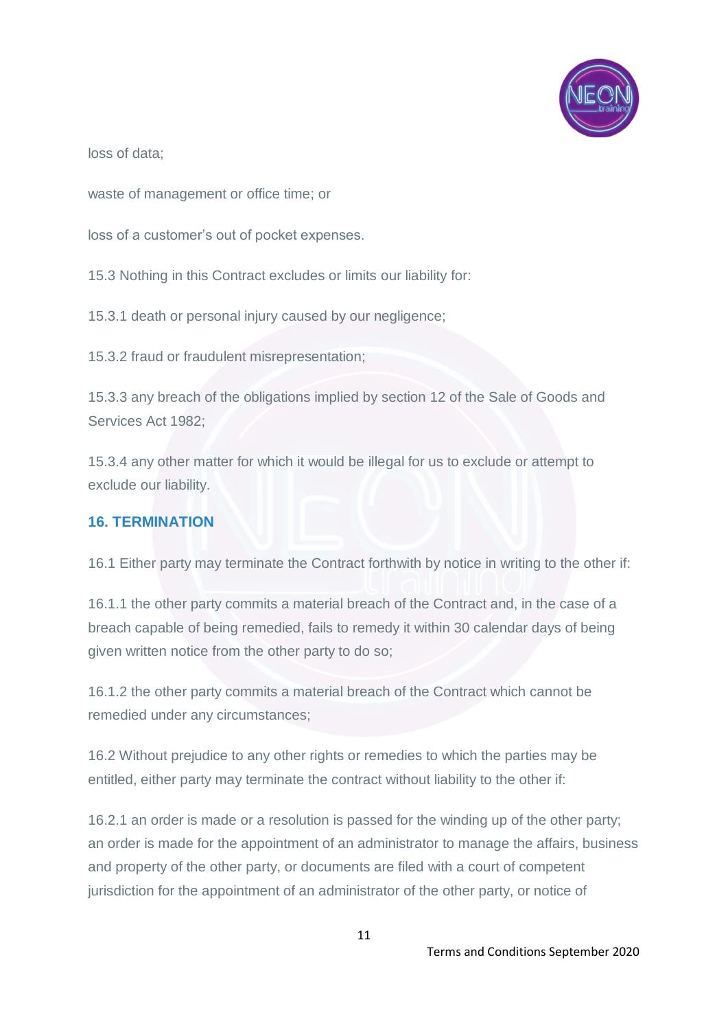loss of data;

waste of management or office time; or

loss of a customer's out of pocket expenses.

15.3 Nothing in this Contract excludes or limits our liability for:

15.3.1 death or personal injury caused by our negligence;

15.3.2 fraud or fraudulent misrepresentation;

15.3.3 any breach of the obligations implied by section 12 of the Sale of Goods and Services Act 1982;

15.3.4 any other matter for which it would be illegal for us to exclude or attempt to exclude our liability.

## 16. TERMINATION

16.1 Either party may terminate the Contract forthwith by notice in writing to the other if:

16.1.1 the other party commits a material breach of the Contract and, in the case of a breach capable of being remedied, fails to remedy it within 30 calendar days of being given written notice from the other party to do so;

16.1.2 the other party commits a material breach of the Contract which cannot be remedied under any circumstances;

16.2 Without prejudice to any other rights or remedies to which the parties may be entitled, either party may terminate the contract without liability to the other if:

16.2.1 an order is made or a resolution is passed for the winding up of the other party; an order is made for the appointment of an administrator to manage the affairs, business and property of the other party, or documents are filed with a court of competent jurisdiction for the appointment of an administrator of the other party, or notice of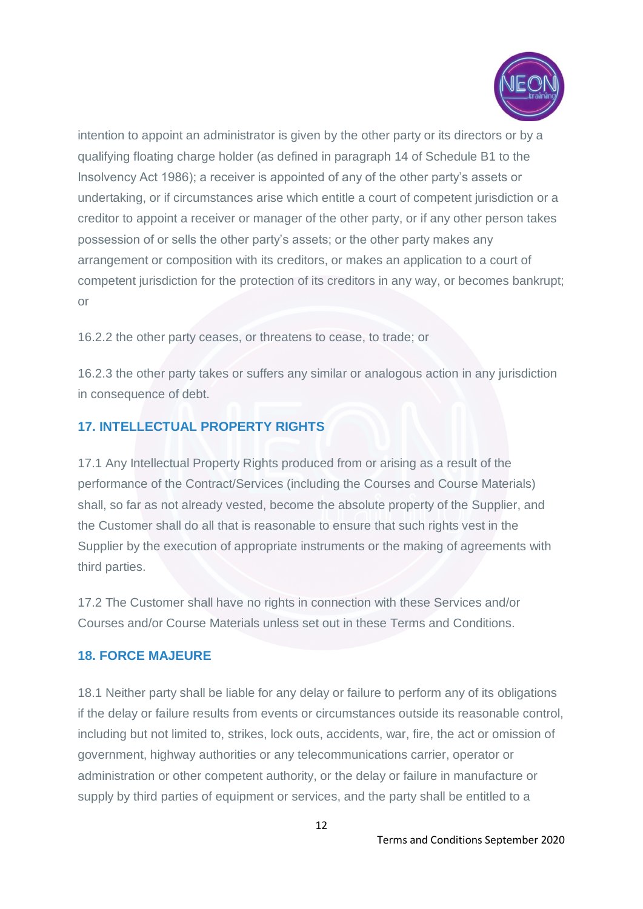intention to appoint an administrator is given by the other party or its directors or by a qualifying floating charge holder (as defined in paragraph 14 of Schedule B1 to the Insolvency Act 1986); a receiver is appointed of any of the other party's assets or undertaking, or if circumstances arise which entitle a court of competent jurisdiction or a creditor to appoint a receiver or manager of the other party, or if any other person takes possession of or sells the other party's assets; or the other party makes any arrangement or composition with its creditors, or makes an application to a court of competent jurisdiction for the protection of its creditors in any way, or becomes bankrupt; or

16.2.2 the other party ceases, or threatens to cease, to trade; or

16.2.3 the other party takes or suffers any similar or analogous action in any jurisdiction in consequence of debt.

## 17. INTELLECTUAL PROPERTY RIGHTS

17.1 Any Intellectual Property Rights produced from or arising as a result of the performance of the Contract/Services (including the Courses and Course Materials) shall, so far as not already vested, become the absolute property of the Supplier, and the Customer shall do all that is reasonable to ensure that such rights vest in the Supplier by the execution of appropriate instruments or the making of agreements with third parties.

17.2 The Customer shall have no rights in connection with these Services and/or Courses and/or Course Materials unless set out in these Terms and Conditions.

## 18. FORCE MAJEURE

18.1 Neither party shall be liable for any delay or failure to perform any of its obligations if the delay or failure results from events or circumstances outside its reasonable control, including but not limited to, strikes, lock outs, accidents, war, fire, the act or omission of government, highway authorities or any telecommunications carrier, operator or administration or other competent authority, or the delay or failure in manufacture or supply by third parties of equipment or services, and the party shall be entitled to a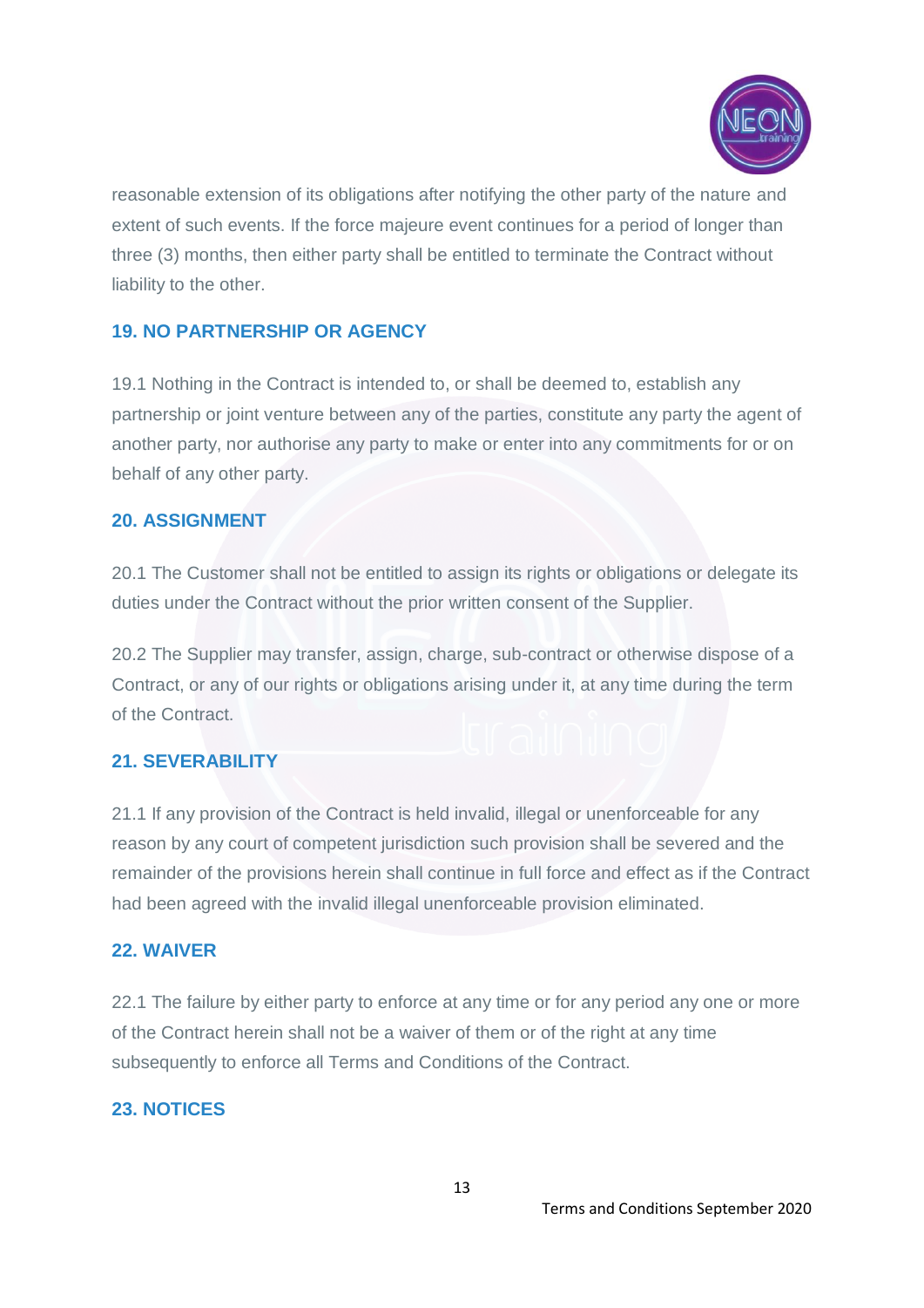reasonable extension of its obligations after notifying the other party of the nature and extent of such events. If the force majeure event continues for a period of longer than three (3) months, then either party shall be entitled to terminate the Contract without liability to the other.

## 19. NO PARTNERSHIP OR AGENCY

19.1 Nothing in the Contract is intended to, or shall be deemed to, establish any partnership or joint venture between any of the parties, constitute any party the agent of another party, nor authorise any party to make or enter into any commitments for or on behalf of any other party.

## 20. ASSIGNMENT

20.1 The Customer shall not be entitled to assign its rights or obligations or delegate its duties under the Contract without the prior written consent of the Supplier.

20.2 The Supplier may transfer, assign, charge, sub-contract or otherwise dispose of a Contract, or any of our rights or obligations arising under it, at any time during the term of the Contract.

## 21. SEVERABILITY

21.1 If any provision of the Contract is held invalid, illegal or unenforceable for any reason by any court of competent jurisdiction such provision shall be severed and the remainder of the provisions herein shall continue in full force and effect as if the Contract had been agreed with the invalid illegal unenforceable provision eliminated.

## 22. WAIVER

22.1 The failure by either party to enforce at any time or for any period any one or more of the Contract herein shall not be a waiver of them or of the right at any time subsequently to enforce all Terms and Conditions of the Contract.

## 23. NOTICES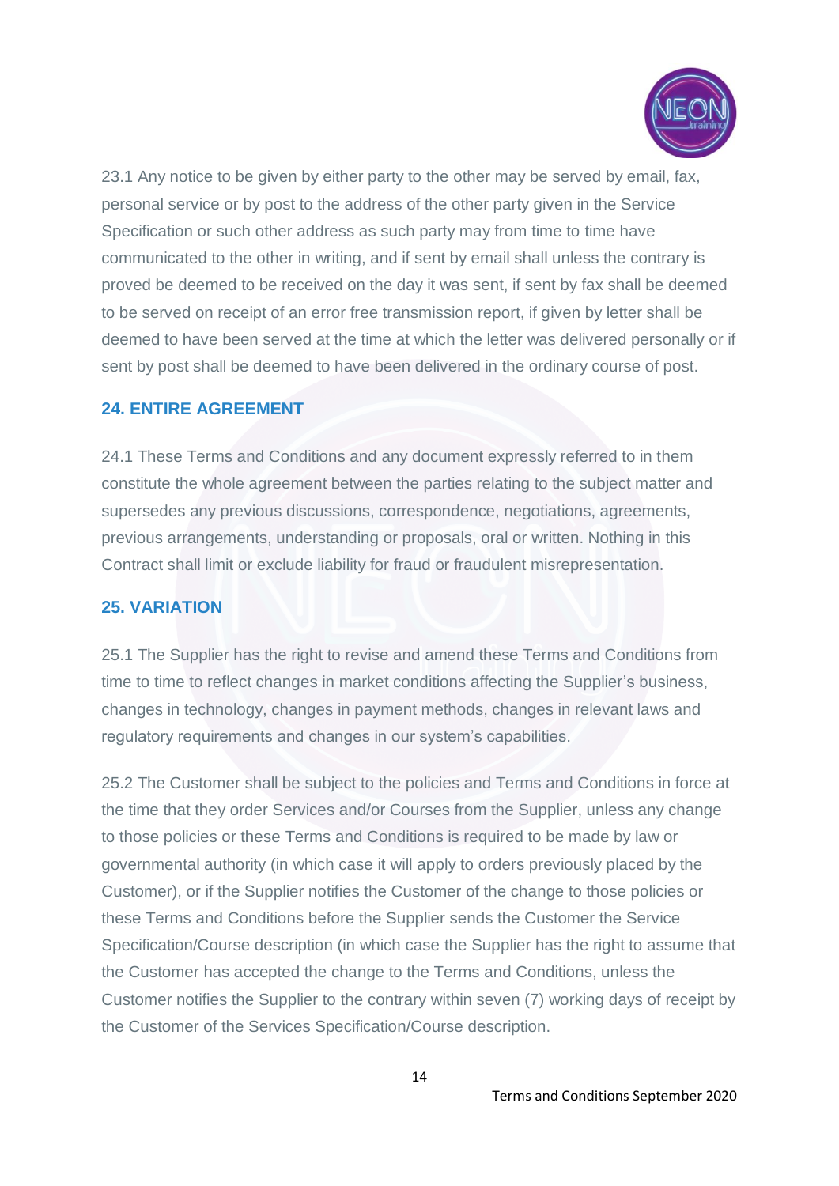23.1 Any notice to be given by either party to the other may be served by email, fax, personal service or by post to the address of the other party given in the Service Specification or such other address as such party may from time to time have communicated to the other in writing, and if sent by email shall unless the contrary is proved be deemed to be received on the day it was sent, if sent by fax shall be deemed to be served on receipt of an error free transmission report, if given by letter shall be deemed to have been served at the time at which the letter was delivered personally or if sent by post shall be deemed to have been delivered in the ordinary course of post.

## 24. ENTIRE AGREEMENT

24.1 These Terms and Conditions and any document expressly referred to in them constitute the whole agreement between the parties relating to the subject matter and supersedes any previous discussions, correspondence, negotiations, agreements, previous arrangements, understanding or proposals, oral or written. Nothing in this Contract shall limit or exclude liability for fraud or fraudulent misrepresentation.

## 25. VARIATION

25.1 The Supplier has the right to revise and amend these Terms and Conditions from time to time to reflect changes in market conditions affecting the Supplier's business, changes in technology, changes in payment methods, changes in relevant laws and regulatory requirements and changes in our system's capabilities.

25.2 The Customer shall be subject to the policies and Terms and Conditions in force at the time that they order Services and/or Courses from the Supplier, unless any change to those policies or these Terms and Conditions is required to be made by law or governmental authority (in which case it will apply to orders previously placed by the Customer), or if the Supplier notifies the Customer of the change to those policies or these Terms and Conditions before the Supplier sends the Customer the Service Specification/Course description (in which case the Supplier has the right to assume that the Customer has accepted the change to the Terms and Conditions, unless the Customer notifies the Supplier to the contrary within seven (7) working days of receipt by the Customer of the Services Specification/Course description.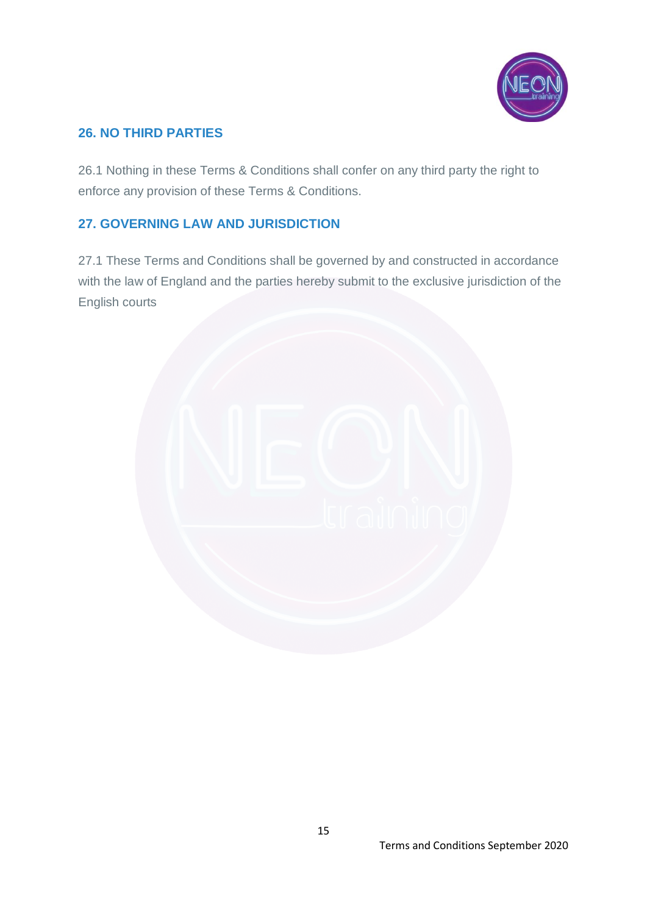## 26. NO THIRD PARTIES

26.1 Nothing in these Terms & Conditions shall confer on any third party the right to enforce any provision of these Terms & Conditions.

## 27. GOVERNING LAW AND JURISDICTION

27.1 These Terms and Conditions shall be governed by and constructed in accordance with the law of England and the parties hereby submit to the exclusive jurisdiction of the English courts